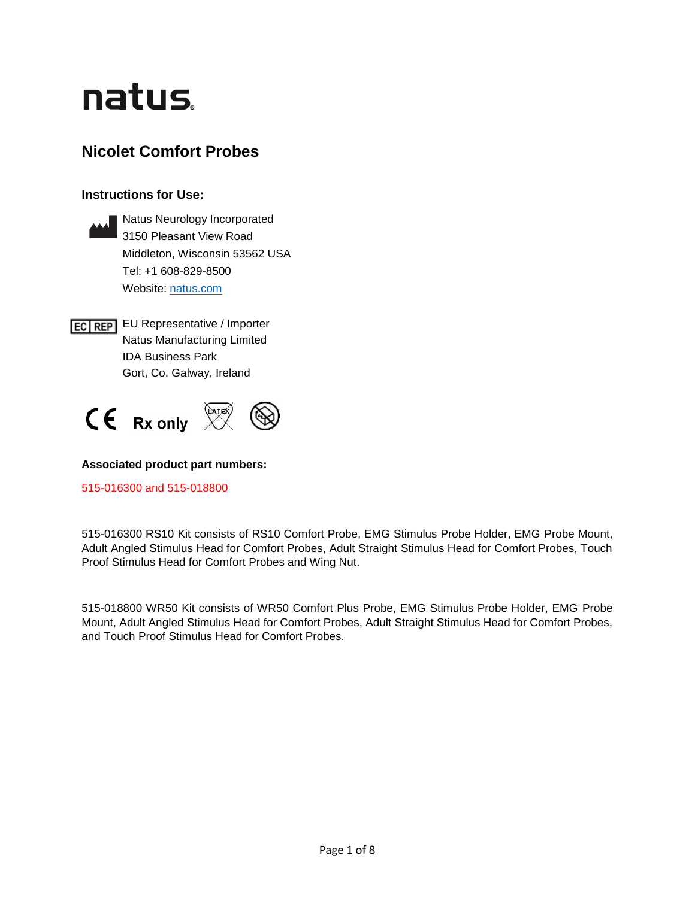natus

# Nicolet Comfort Probes

### Instructions for Use:

Natus Neurology Incorporated
3150 Pleasant View Road
Middleton, Wisconsin 53562 USA
Tel: +1 608-829-8500
Website: natus.com

EC REP EU Representative / Importer
Natus Manufacturing Limited
IDA Business Park
Gort, Co. Galway, Ireland

CE Rx only

**Associated product part numbers:**

515-016300 and 515-018800

515-016300 RS10 Kit consists of RS10 Comfort Probe, EMG Stimulus Probe Holder, EMG Probe Mount, Adult Angled Stimulus Head for Comfort Probes, Adult Straight Stimulus Head for Comfort Probes, Touch Proof Stimulus Head for Comfort Probes and Wing Nut.

515-018800 WR50 Kit consists of WR50 Comfort Plus Probe, EMG Stimulus Probe Holder, EMG Probe Mount, Adult Angled Stimulus Head for Comfort Probes, Adult Straight Stimulus Head for Comfort Probes, and Touch Proof Stimulus Head for Comfort Probes.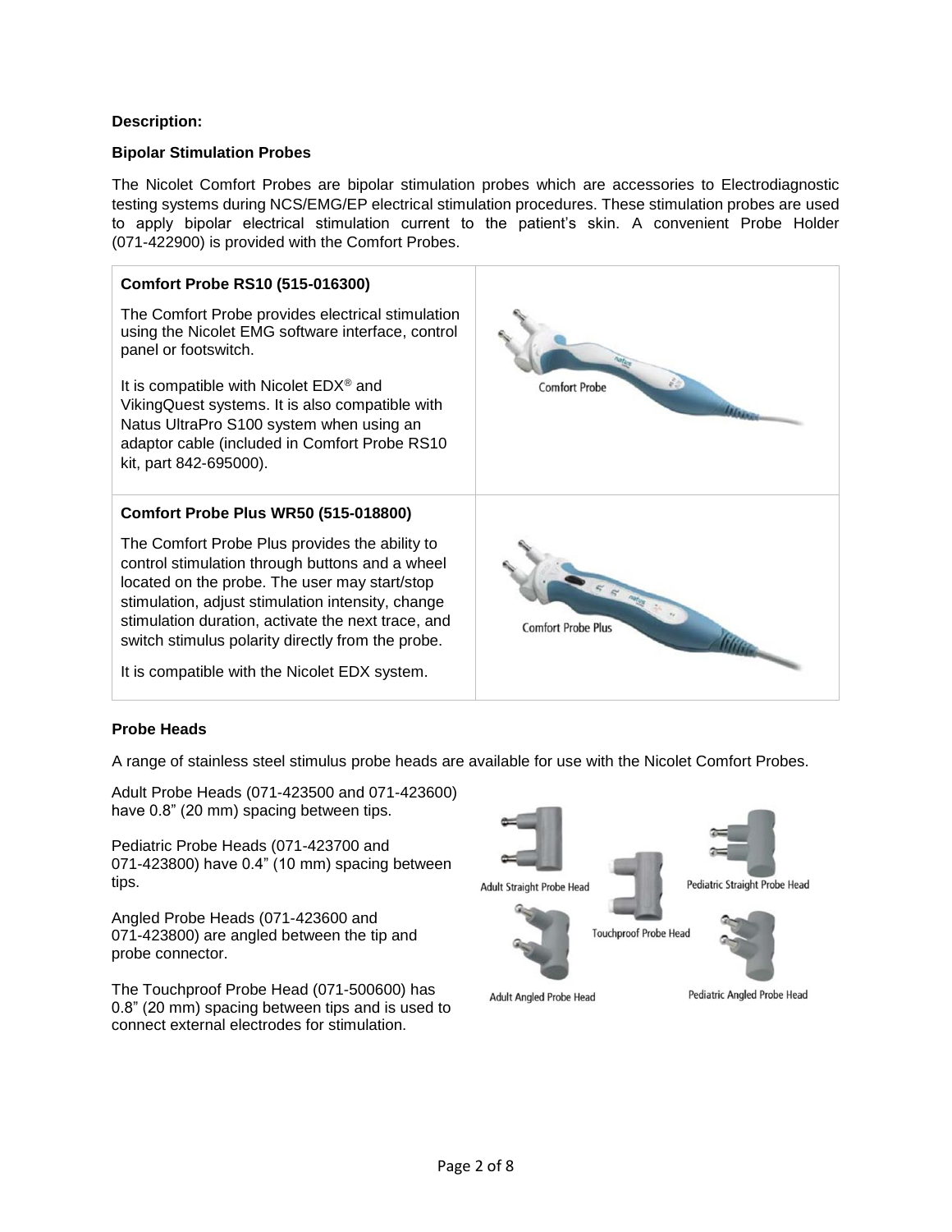**Description:**

**Bipolar Stimulation Probes**

The Nicolet Comfort Probes are bipolar stimulation probes which are accessories to Electrodiagnostic testing systems during NCS/EMG/EP electrical stimulation procedures. These stimulation probes are used to apply bipolar electrical stimulation current to the patient's skin. A convenient Probe Holder (071-422900) is provided with the Comfort Probes.

| | |
|---|---|
| **Comfort Probe RS10 (515-016300)**<br><br>The Comfort Probe provides electrical stimulation using the Nicolet EMG software interface, control panel or footswitch.<br><br>It is compatible with Nicolet EDX® and VikingQuest systems. It is also compatible with Natus UltraPro S100 system when using an adaptor cable (included in Comfort Probe RS10 kit, part 842-695000). | Comfort Probe |
| **Comfort Probe Plus WR50 (515-018800)**<br><br>The Comfort Probe Plus provides the ability to control stimulation through buttons and a wheel located on the probe. The user may start/stop stimulation, adjust stimulation intensity, change stimulation duration, activate the next trace, and switch stimulus polarity directly from the probe.<br><br>It is compatible with the Nicolet EDX system. | Comfort Probe Plus |

**Probe Heads**

A range of stainless steel stimulus probe heads are available for use with the Nicolet Comfort Probes.

Adult Probe Heads (071-423500 and 071-423600) have 0.8" (20 mm) spacing between tips.

Pediatric Probe Heads (071-423700 and 071-423800) have 0.4" (10 mm) spacing between tips.

Angled Probe Heads (071-423600 and 071-423800) are angled between the tip and probe connector.

The Touchproof Probe Head (071-500600) has 0.8" (20 mm) spacing between tips and is used to connect external electrodes for stimulation.

Adult Straight Probe Head

Pediatric Straight Probe Head

Touchproof Probe Head

Adult Angled Probe Head

Pediatric Angled Probe Head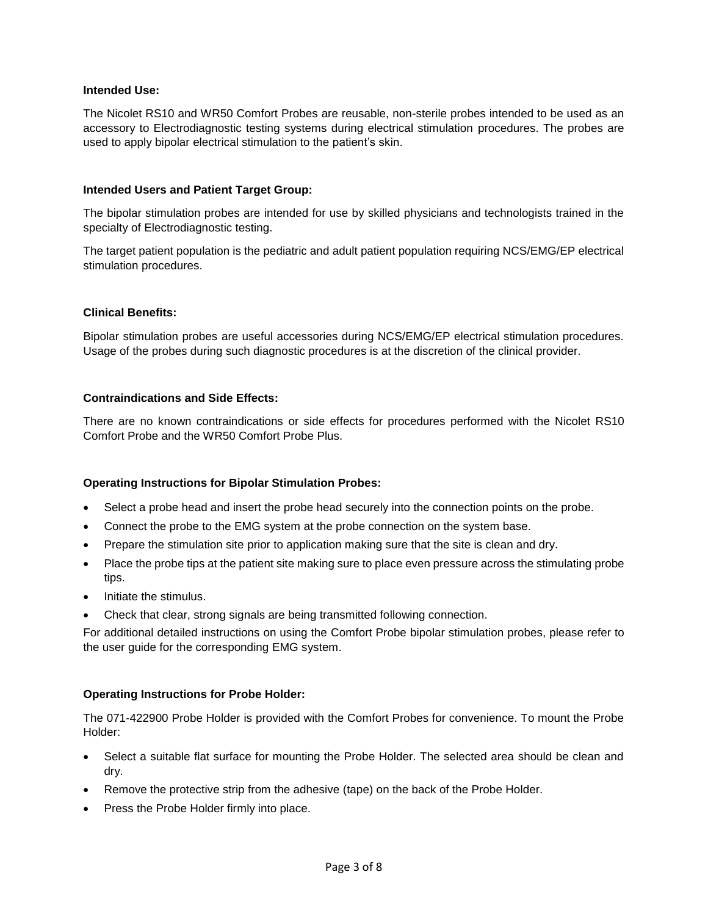**Intended Use:**

The Nicolet RS10 and WR50 Comfort Probes are reusable, non-sterile probes intended to be used as an accessory to Electrodiagnostic testing systems during electrical stimulation procedures. The probes are used to apply bipolar electrical stimulation to the patient's skin.

**Intended Users and Patient Target Group:**

The bipolar stimulation probes are intended for use by skilled physicians and technologists trained in the specialty of Electrodiagnostic testing.

The target patient population is the pediatric and adult patient population requiring NCS/EMG/EP electrical stimulation procedures.

**Clinical Benefits:**

Bipolar stimulation probes are useful accessories during NCS/EMG/EP electrical stimulation procedures. Usage of the probes during such diagnostic procedures is at the discretion of the clinical provider.

**Contraindications and Side Effects:**

There are no known contraindications or side effects for procedures performed with the Nicolet RS10 Comfort Probe and the WR50 Comfort Probe Plus.

**Operating Instructions for Bipolar Stimulation Probes:**

- Select a probe head and insert the probe head securely into the connection points on the probe.
- Connect the probe to the EMG system at the probe connection on the system base.
- Prepare the stimulation site prior to application making sure that the site is clean and dry.
- Place the probe tips at the patient site making sure to place even pressure across the stimulating probe tips.
- Initiate the stimulus.
- Check that clear, strong signals are being transmitted following connection.

For additional detailed instructions on using the Comfort Probe bipolar stimulation probes, please refer to the user guide for the corresponding EMG system.

**Operating Instructions for Probe Holder:**

The 071-422900 Probe Holder is provided with the Comfort Probes for convenience. To mount the Probe Holder:

- Select a suitable flat surface for mounting the Probe Holder. The selected area should be clean and dry.
- Remove the protective strip from the adhesive (tape) on the back of the Probe Holder.
- Press the Probe Holder firmly into place.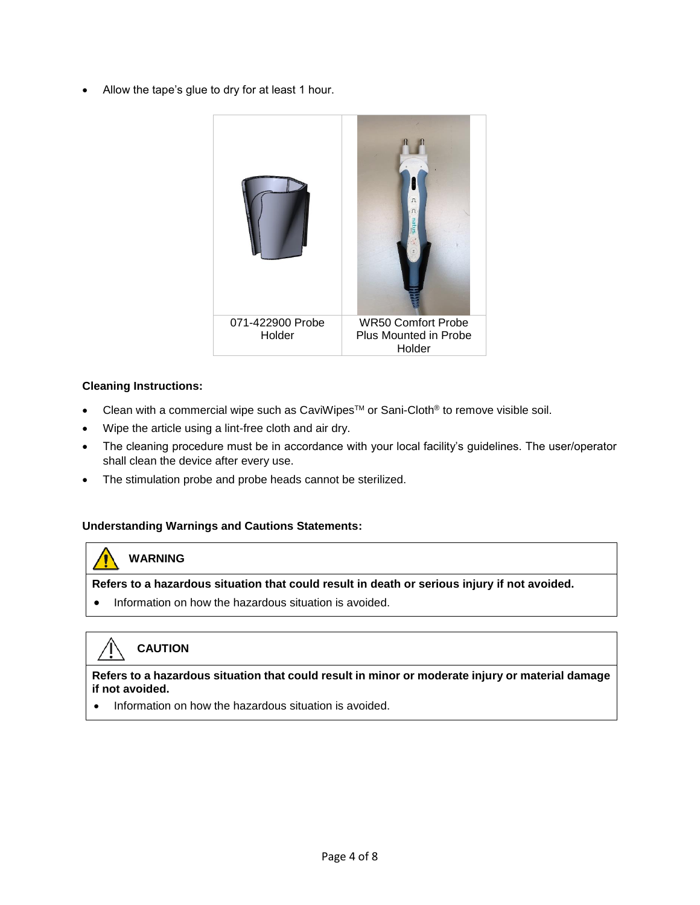- Allow the tape's glue to dry for at least 1 hour.

| | |
|---|---|
| 071-422900 Probe Holder | WR50 Comfort Probe Plus Mounted in Probe Holder |

**Cleaning Instructions:**

- Clean with a commercial wipe such as CaviWipes™ or Sani-Cloth® to remove visible soil.
- Wipe the article using a lint-free cloth and air dry.
- The cleaning procedure must be in accordance with your local facility's guidelines. The user/operator shall clean the device after every use.
- The stimulation probe and probe heads cannot be sterilized.

**Understanding Warnings and Cautions Statements:**

| **WARNING** |
|---|
| **Refers to a hazardous situation that could result in death or serious injury if not avoided.** |
| • Information on how the hazardous situation is avoided. |

| **CAUTION** |
|---|
| **Refers to a hazardous situation that could result in minor or moderate injury or material damage if not avoided.** |
| • Information on how the hazardous situation is avoided. |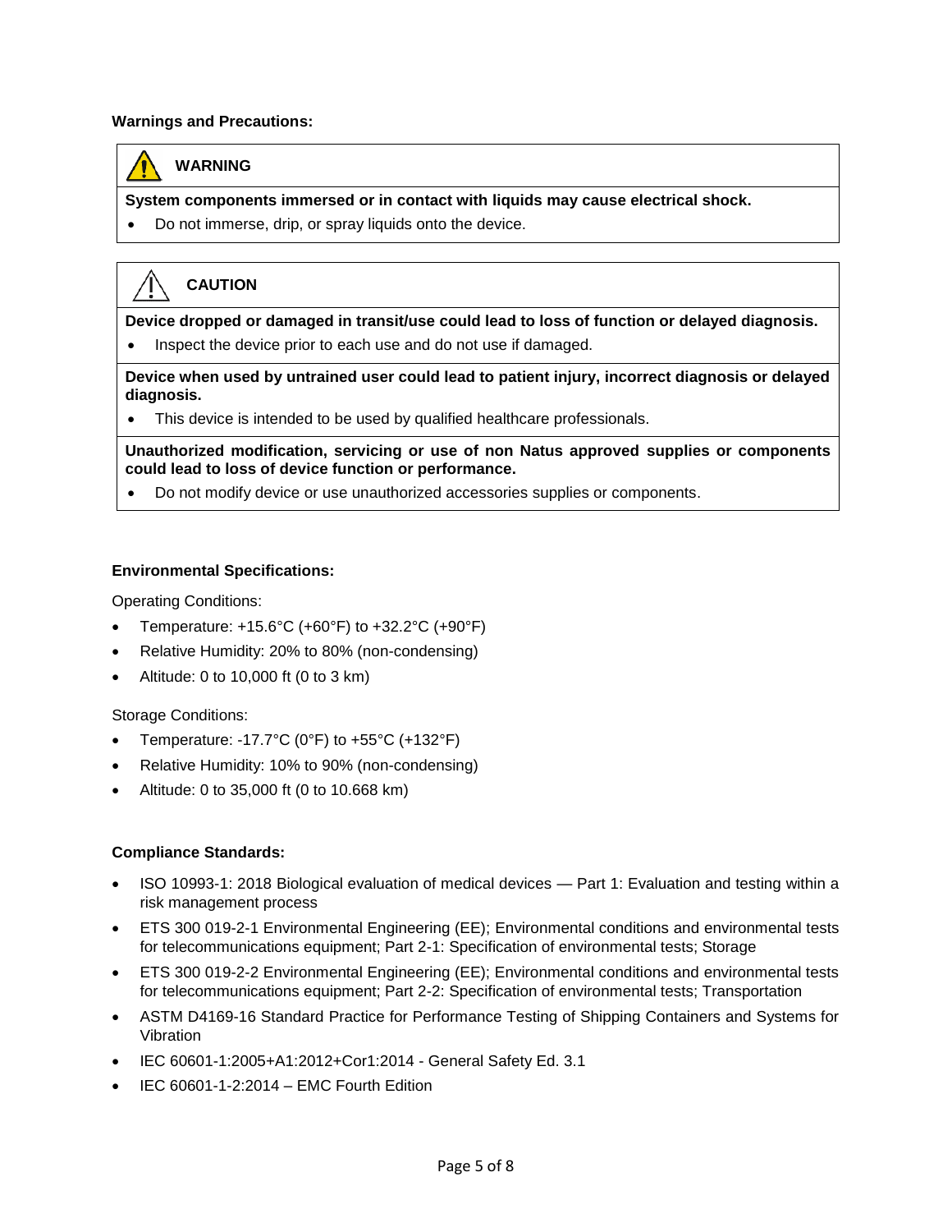**Warnings and Precautions:**

| ⚠ **WARNING** |
| --- |
| **System components immersed or in contact with liquids may cause electrical shock.**<br>• Do not immerse, drip, or spray liquids onto the device. |

| ⚠ **CAUTION** |
| --- |
| **Device dropped or damaged in transit/use could lead to loss of function or delayed diagnosis.**<br>• Inspect the device prior to each use and do not use if damaged. |
| **Device when used by untrained user could lead to patient injury, incorrect diagnosis or delayed diagnosis.**<br>• This device is intended to be used by qualified healthcare professionals. |
| **Unauthorized modification, servicing or use of non Natus approved supplies or components could lead to loss of device function or performance.**<br>• Do not modify device or use unauthorized accessories supplies or components. |

**Environmental Specifications:**

Operating Conditions:

- Temperature: +15.6°C (+60°F) to +32.2°C (+90°F)
- Relative Humidity: 20% to 80% (non-condensing)
- Altitude: 0 to 10,000 ft (0 to 3 km)

Storage Conditions:

- Temperature: -17.7°C (0°F) to +55°C (+132°F)
- Relative Humidity: 10% to 90% (non-condensing)
- Altitude: 0 to 35,000 ft (0 to 10.668 km)

**Compliance Standards:**

- ISO 10993-1: 2018 Biological evaluation of medical devices — Part 1: Evaluation and testing within a risk management process
- ETS 300 019-2-1 Environmental Engineering (EE); Environmental conditions and environmental tests for telecommunications equipment; Part 2-1: Specification of environmental tests; Storage
- ETS 300 019-2-2 Environmental Engineering (EE); Environmental conditions and environmental tests for telecommunications equipment; Part 2-2: Specification of environmental tests; Transportation
- ASTM D4169-16 Standard Practice for Performance Testing of Shipping Containers and Systems for Vibration
- IEC 60601-1:2005+A1:2012+Cor1:2014 - General Safety Ed. 3.1
- IEC 60601-1-2:2014 – EMC Fourth Edition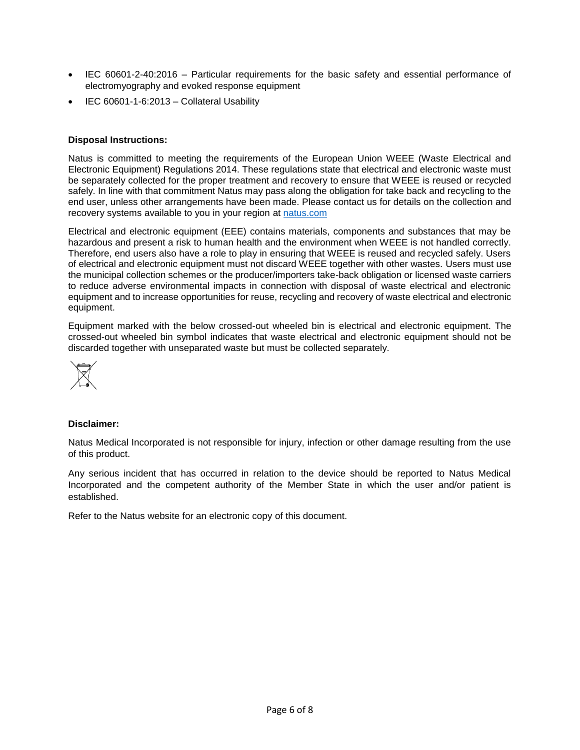- IEC 60601-2-40:2016 – Particular requirements for the basic safety and essential performance of electromyography and evoked response equipment
- IEC 60601-1-6:2013 – Collateral Usability

**Disposal Instructions:**

Natus is committed to meeting the requirements of the European Union WEEE (Waste Electrical and Electronic Equipment) Regulations 2014. These regulations state that electrical and electronic waste must be separately collected for the proper treatment and recovery to ensure that WEEE is reused or recycled safely. In line with that commitment Natus may pass along the obligation for take back and recycling to the end user, unless other arrangements have been made. Please contact us for details on the collection and recovery systems available to you in your region at [natus.com](natus.com)

Electrical and electronic equipment (EEE) contains materials, components and substances that may be hazardous and present a risk to human health and the environment when WEEE is not handled correctly. Therefore, end users also have a role to play in ensuring that WEEE is reused and recycled safely. Users of electrical and electronic equipment must not discard WEEE together with other wastes. Users must use the municipal collection schemes or the producer/importers take-back obligation or licensed waste carriers to reduce adverse environmental impacts in connection with disposal of waste electrical and electronic equipment and to increase opportunities for reuse, recycling and recovery of waste electrical and electronic equipment.

Equipment marked with the below crossed-out wheeled bin is electrical and electronic equipment. The crossed-out wheeled bin symbol indicates that waste electrical and electronic equipment should not be discarded together with unseparated waste but must be collected separately.

**Disclaimer:**

Natus Medical Incorporated is not responsible for injury, infection or other damage resulting from the use of this product.

Any serious incident that has occurred in relation to the device should be reported to Natus Medical Incorporated and the competent authority of the Member State in which the user and/or patient is established.

Refer to the Natus website for an electronic copy of this document.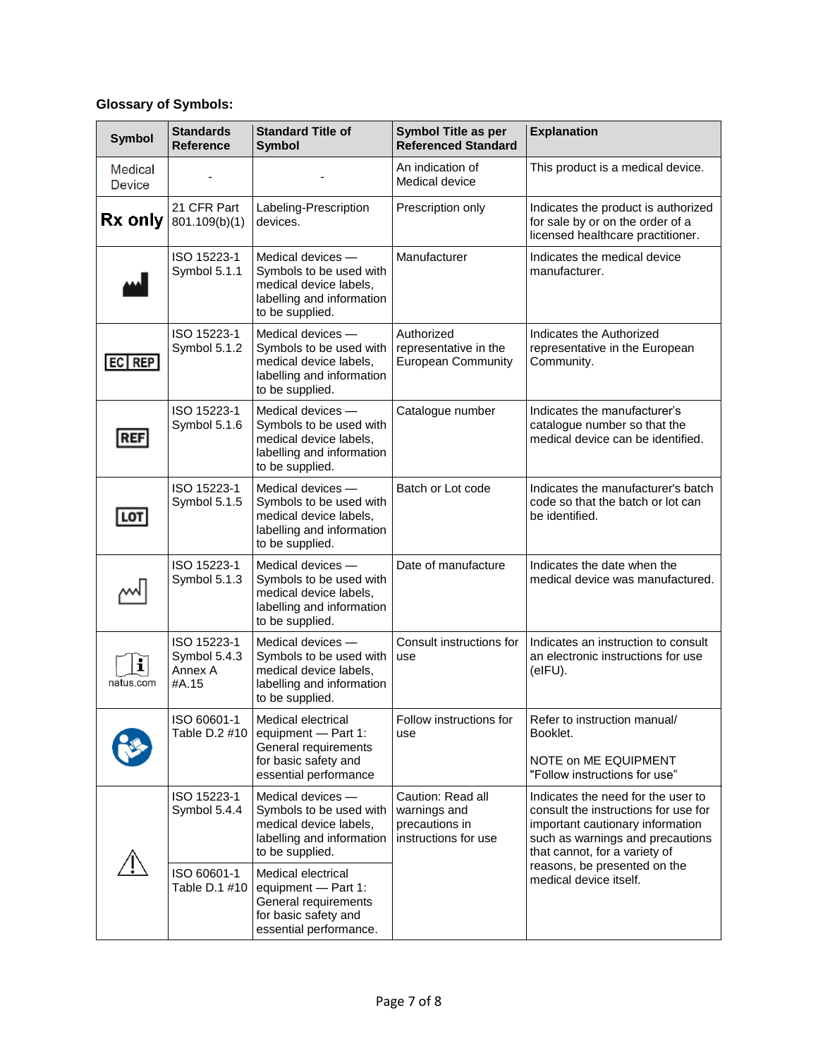**Glossary of Symbols:**

| Symbol | Standards Reference | Standard Title of Symbol | Symbol Title as per Referenced Standard | Explanation |
|---|---|---|---|---|
| Medical Device | - | - | An indication of Medical device | This product is a medical device. |
| Rx only | 21 CFR Part 801.109(b)(1) | Labeling-Prescription devices. | Prescription only | Indicates the product is authorized for sale by or on the order of a licensed healthcare practitioner. |
| | ISO 15223-1 Symbol 5.1.1 | Medical devices — Symbols to be used with medical device labels, labelling and information to be supplied. | Manufacturer | Indicates the medical device manufacturer. |
| EC REP | ISO 15223-1 Symbol 5.1.2 | Medical devices — Symbols to be used with medical device labels, labelling and information to be supplied. | Authorized representative in the European Community | Indicates the Authorized representative in the European Community. |
| REF | ISO 15223-1 Symbol 5.1.6 | Medical devices — Symbols to be used with medical device labels, labelling and information to be supplied. | Catalogue number | Indicates the manufacturer's catalogue number so that the medical device can be identified. |
| LOT | ISO 15223-1 Symbol 5.1.5 | Medical devices — Symbols to be used with medical device labels, labelling and information to be supplied. | Batch or Lot code | Indicates the manufacturer's batch code so that the batch or lot can be identified. |
| | ISO 15223-1 Symbol 5.1.3 | Medical devices — Symbols to be used with medical device labels, labelling and information to be supplied. | Date of manufacture | Indicates the date when the medical device was manufactured. |
| natus.com | ISO 15223-1 Symbol 5.4.3 Annex A #A.15 | Medical devices — Symbols to be used with medical device labels, labelling and information to be supplied. | Consult instructions for use | Indicates an instruction to consult an electronic instructions for use (eIFU). |
| | ISO 60601-1 Table D.2 #10 | Medical electrical equipment — Part 1: General requirements for basic safety and essential performance | Follow instructions for use | Refer to instruction manual/ Booklet. NOTE on ME EQUIPMENT "Follow instructions for use" |
| ⚠ | ISO 15223-1 Symbol 5.4.4 | Medical devices — Symbols to be used with medical device labels, labelling and information to be supplied. | Caution: Read all warnings and precautions in instructions for use | Indicates the need for the user to consult the instructions for use for important cautionary information such as warnings and precautions that cannot, for a variety of reasons, be presented on the medical device itself. |
| | ISO 60601-1 Table D.1 #10 | Medical electrical equipment — Part 1: General requirements for basic safety and essential performance. | | |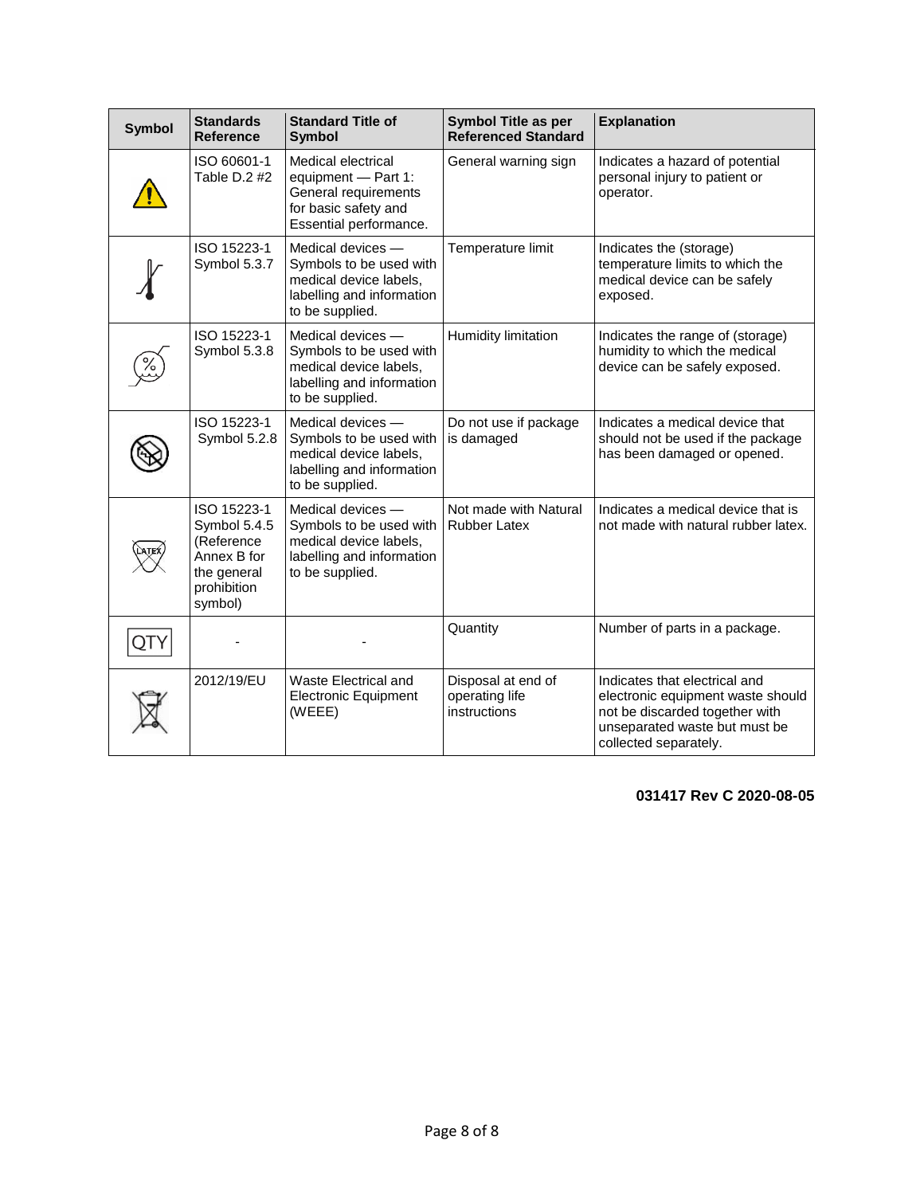| Symbol | Standards Reference | Standard Title of Symbol | Symbol Title as per Referenced Standard | Explanation |
|---|---|---|---|---|
| | ISO 60601-1 Table D.2 #2 | Medical electrical equipment — Part 1: General requirements for basic safety and Essential performance. | General warning sign | Indicates a hazard of potential personal injury to patient or operator. |
| | ISO 15223-1 Symbol 5.3.7 | Medical devices — Symbols to be used with medical device labels, labelling and information to be supplied. | Temperature limit | Indicates the (storage) temperature limits to which the medical device can be safely exposed. |
| | ISO 15223-1 Symbol 5.3.8 | Medical devices — Symbols to be used with medical device labels, labelling and information to be supplied. | Humidity limitation | Indicates the range of (storage) humidity to which the medical device can be safely exposed. |
| | ISO 15223-1 Symbol 5.2.8 | Medical devices — Symbols to be used with medical device labels, labelling and information to be supplied. | Do not use if package is damaged | Indicates a medical device that should not be used if the package has been damaged or opened. |
| LATEX | ISO 15223-1 Symbol 5.4.5 (Reference Annex B for the general prohibition symbol) | Medical devices — Symbols to be used with medical device labels, labelling and information to be supplied. | Not made with Natural Rubber Latex | Indicates a medical device that is not made with natural rubber latex. |
| QTY | - | - | Quantity | Number of parts in a package. |
| | 2012/19/EU | Waste Electrical and Electronic Equipment (WEEE) | Disposal at end of operating life instructions | Indicates that electrical and electronic equipment waste should not be discarded together with unseparated waste but must be collected separately. |

**031417 Rev C 2020-08-05**